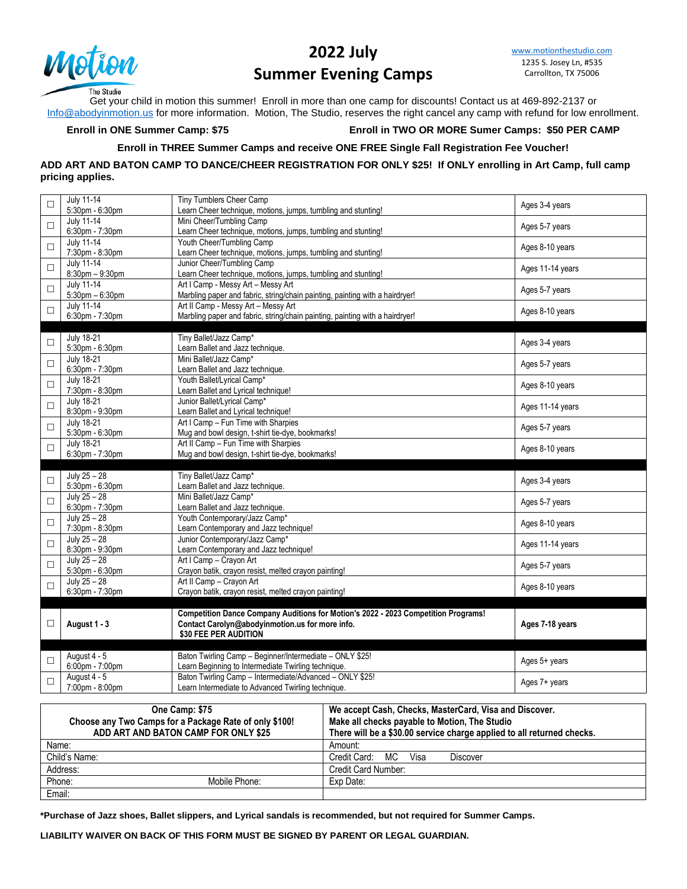Motion
The Studio

# 2022 July Summer Evening Camps

www.motionthestudio.com
1235 S. Josey Ln, #535
Carrollton, TX 75006

Get your child in motion this summer! Enroll in more than one camp for discounts! Contact us at 469-892-2137 or Info@abodyinmotion.us for more information. Motion, The Studio, reserves the right cancel any camp with refund for low enrollment.

**Enroll in ONE Summer Camp: $75** **Enroll in TWO OR MORE Sumer Camps: $50 PER CAMP**

**Enroll in THREE Summer Camps and receive ONE FREE Single Fall Registration Fee Voucher!**

**ADD ART AND BATON CAMP TO DANCE/CHEER REGISTRATION FOR ONLY $25! If ONLY enrolling in Art Camp, full camp pricing applies.**

| | Dates/Times | Camp | Ages |
|---|---|---|---|
| ☐ | July 11-14<br>5:30pm - 6:30pm | Tiny Tumblers Cheer Camp<br>Learn Cheer technique, motions, jumps, tumbling and stunting! | Ages 3-4 years |
| ☐ | July 11-14<br>6:30pm - 7:30pm | Mini Cheer/Tumbling Camp<br>Learn Cheer technique, motions, jumps, tumbling and stunting! | Ages 5-7 years |
| ☐ | July 11-14<br>7:30pm - 8:30pm | Youth Cheer/Tumbling Camp<br>Learn Cheer technique, motions, jumps, tumbling and stunting! | Ages 8-10 years |
| ☐ | July 11-14<br>8:30pm – 9:30pm | Junior Cheer/Tumbling Camp<br>Learn Cheer technique, motions, jumps, tumbling and stunting! | Ages 11-14 years |
| ☐ | July 11-14<br>5:30pm – 6:30pm | Art I Camp - Messy Art – Messy Art<br>Marbling paper and fabric, string/chain painting, painting with a hairdryer! | Ages 5-7 years |
| ☐ | July 11-14<br>6:30pm - 7:30pm | Art II Camp - Messy Art – Messy Art<br>Marbling paper and fabric, string/chain painting, painting with a hairdryer! | Ages 8-10 years |
| | | | |
| ☐ | July 18-21<br>5:30pm - 6:30pm | Tiny Ballet/Jazz Camp*<br>Learn Ballet and Jazz technique. | Ages 3-4 years |
| ☐ | July 18-21<br>6:30pm - 7:30pm | Mini Ballet/Jazz Camp*<br>Learn Ballet and Jazz technique. | Ages 5-7 years |
| ☐ | July 18-21<br>7:30pm - 8:30pm | Youth Ballet/Lyrical Camp*<br>Learn Ballet and Lyrical technique! | Ages 8-10 years |
| ☐ | July 18-21<br>8:30pm - 9:30pm | Junior Ballet/Lyrical Camp*<br>Learn Ballet and Lyrical technique! | Ages 11-14 years |
| ☐ | July 18-21<br>5:30pm - 6:30pm | Art I Camp – Fun Time with Sharpies<br>Mug and bowl design, t-shirt tie-dye, bookmarks! | Ages 5-7 years |
| ☐ | July 18-21<br>6:30pm - 7:30pm | Art II Camp – Fun Time with Sharpies<br>Mug and bowl design, t-shirt tie-dye, bookmarks! | Ages 8-10 years |
| | | | |
| ☐ | July 25 – 28<br>5:30pm - 6:30pm | Tiny Ballet/Jazz Camp*<br>Learn Ballet and Jazz technique. | Ages 3-4 years |
| ☐ | July 25 – 28<br>6:30pm - 7:30pm | Mini Ballet/Jazz Camp*<br>Learn Ballet and Jazz technique. | Ages 5-7 years |
| ☐ | July 25 – 28<br>7:30pm - 8:30pm | Youth Contemporary/Jazz Camp*<br>Learn Contemporary and Jazz technique! | Ages 8-10 years |
| ☐ | July 25 – 28<br>8:30pm - 9:30pm | Junior Contemporary/Jazz Camp*<br>Learn Contemporary and Jazz technique! | Ages 11-14 years |
| ☐ | July 25 – 28<br>5:30pm - 6:30pm | Art I Camp – Crayon Art<br>Crayon batik, crayon resist, melted crayon painting! | Ages 5-7 years |
| ☐ | July 25 – 28<br>6:30pm - 7:30pm | Art II Camp – Crayon Art<br>Crayon batik, crayon resist, melted crayon painting! | Ages 8-10 years |
| | | | |
| ☐ | **August 1 - 3** | **Competition Dance Company Auditions for Motion's 2022 - 2023 Competition Programs!<br>Contact Carolyn@abodyinmotion.us for more info.<br>$30 FEE PER AUDITION** | **Ages 7-18 years** |
| | | | |
| ☐ | August 4 - 5<br>6:00pm - 7:00pm | Baton Twirling Camp – Beginner/Intermediate – ONLY $25!<br>Learn Beginning to Intermediate Twirling technique. | Ages 5+ years |
| ☐ | August 4 - 5<br>7:00pm - 8:00pm | Baton Twirling Camp – Intermediate/Advanced – ONLY $25!<br>Learn Intermediate to Advanced Twirling technique. | Ages 7+ years |

| **One Camp: $75<br>Choose any Two Camps for a Package Rate of only $100!<br>ADD ART AND BATON CAMP FOR ONLY $25** | **We accept Cash, Checks, MasterCard, Visa and Discover.<br>Make all checks payable to Motion, The Studio<br>There will be a $30.00 service charge applied to all returned checks.** |
|---|---|
| Name: | Amount: |
| Child's Name: | Credit Card: MC Visa Discover |
| Address: | Credit Card Number: |
| Phone: Mobile Phone: | Exp Date: |
| Email: | |

**\*Purchase of Jazz shoes, Ballet slippers, and Lyrical sandals is recommended, but not required for Summer Camps.**

**LIABILITY WAIVER ON BACK OF THIS FORM MUST BE SIGNED BY PARENT OR LEGAL GUARDIAN.**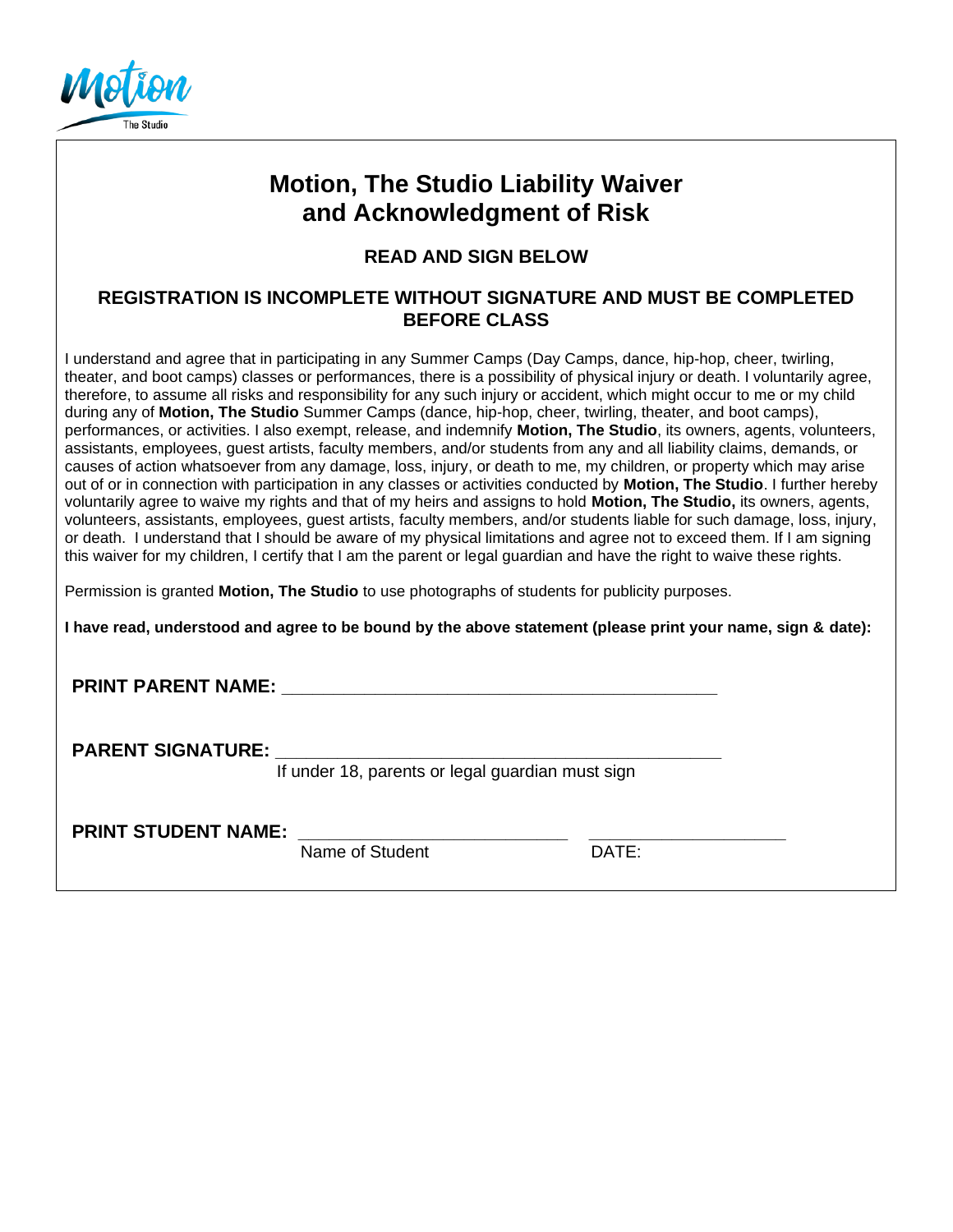# Motion, The Studio Liability Waiver and Acknowledgment of Risk

**READ AND SIGN BELOW**

**REGISTRATION IS INCOMPLETE WITHOUT SIGNATURE AND MUST BE COMPLETED BEFORE CLASS**

I understand and agree that in participating in any Summer Camps (Day Camps, dance, hip-hop, cheer, twirling, theater, and boot camps) classes or performances, there is a possibility of physical injury or death. I voluntarily agree, therefore, to assume all risks and responsibility for any such injury or accident, which might occur to me or my child during any of **Motion, The Studio** Summer Camps (dance, hip-hop, cheer, twirling, theater, and boot camps), performances, or activities. I also exempt, release, and indemnify **Motion, The Studio**, its owners, agents, volunteers, assistants, employees, guest artists, faculty members, and/or students from any and all liability claims, demands, or causes of action whatsoever from any damage, loss, injury, or death to me, my children, or property which may arise out of or in connection with participation in any classes or activities conducted by **Motion, The Studio**. I further hereby voluntarily agree to waive my rights and that of my heirs and assigns to hold **Motion, The Studio,** its owners, agents, volunteers, assistants, employees, guest artists, faculty members, and/or students liable for such damage, loss, injury, or death. I understand that I should be aware of my physical limitations and agree not to exceed them. If I am signing this waiver for my children, I certify that I am the parent or legal guardian and have the right to waive these rights.

Permission is granted **Motion, The Studio** to use photographs of students for publicity purposes.

**I have read, understood and agree to be bound by the above statement (please print your name, sign & date):**

**PRINT PARENT NAME:** ______________________________________________

**PARENT SIGNATURE:** ______________________________________________
If under 18, parents or legal guardian must sign

**PRINT STUDENT NAME:** ____________________________ ____________________
Name of Student DATE: